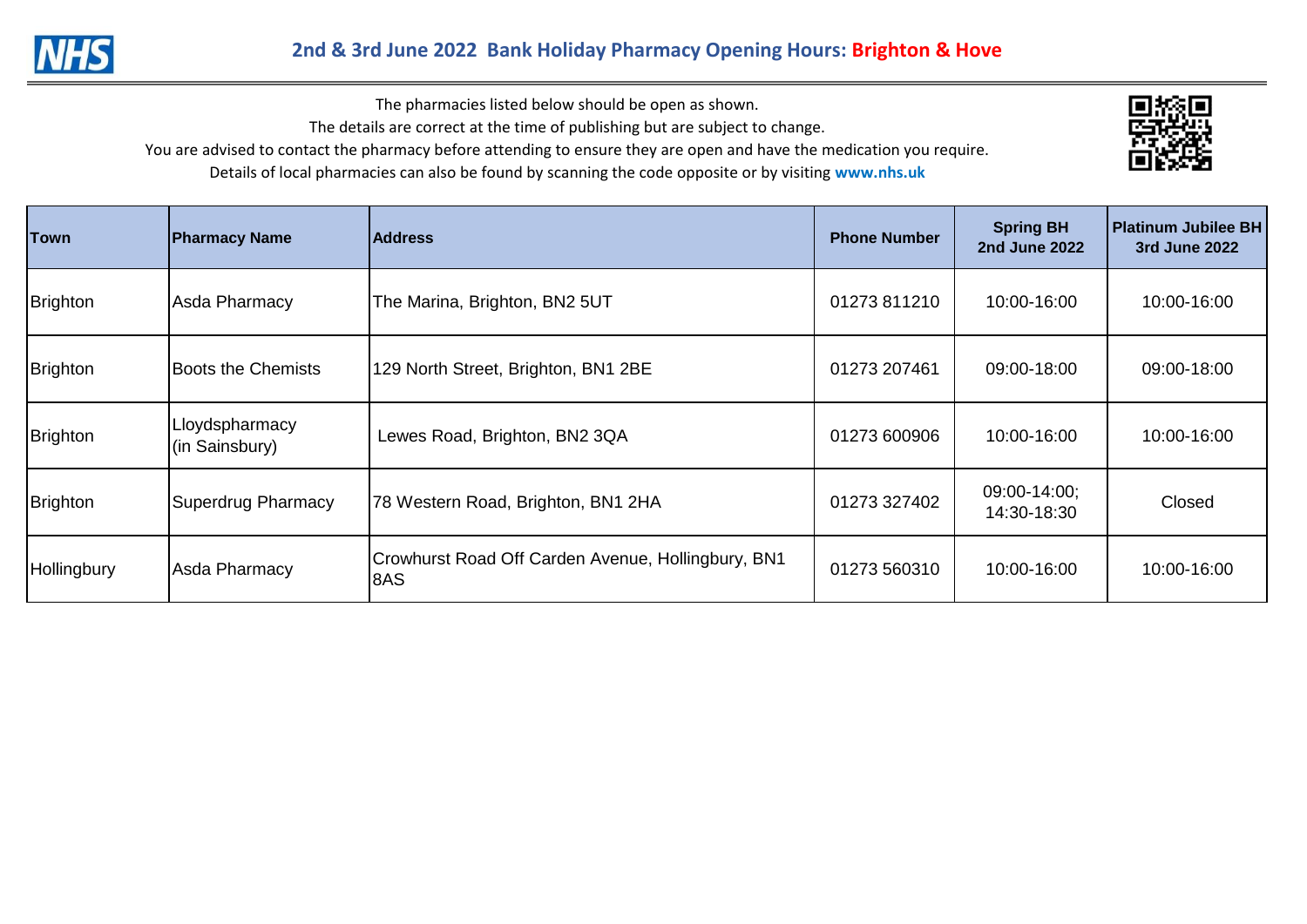# 2nd & 3rd June 2022 Bank Holiday Pharmacy Opening Hours: Brighton & Hove

The pharmacies listed below should be open as shown.
The details are correct at the time of publishing but are subject to change.
You are advised to contact the pharmacy before attending to ensure they are open and have the medication you require.
Details of local pharmacies can also be found by scanning the code opposite or by visiting **www.nhs.uk**

| Town | Pharmacy Name | Address | Phone Number | Spring BH 2nd June 2022 | Platinum Jubilee BH 3rd June 2022 |
|---|---|---|---|---|---|
| Brighton | Asda Pharmacy | The Marina, Brighton, BN2 5UT | 01273 811210 | 10:00-16:00 | 10:00-16:00 |
| Brighton | Boots the Chemists | 129 North Street, Brighton, BN1 2BE | 01273 207461 | 09:00-18:00 | 09:00-18:00 |
| Brighton | Lloydspharmacy (in Sainsbury) | Lewes Road, Brighton, BN2 3QA | 01273 600906 | 10:00-16:00 | 10:00-16:00 |
| Brighton | Superdrug Pharmacy | 78 Western Road, Brighton, BN1 2HA | 01273 327402 | 09:00-14:00; 14:30-18:30 | Closed |
| Hollingbury | Asda Pharmacy | Crowhurst Road Off Carden Avenue, Hollingbury, BN1 8AS | 01273 560310 | 10:00-16:00 | 10:00-16:00 |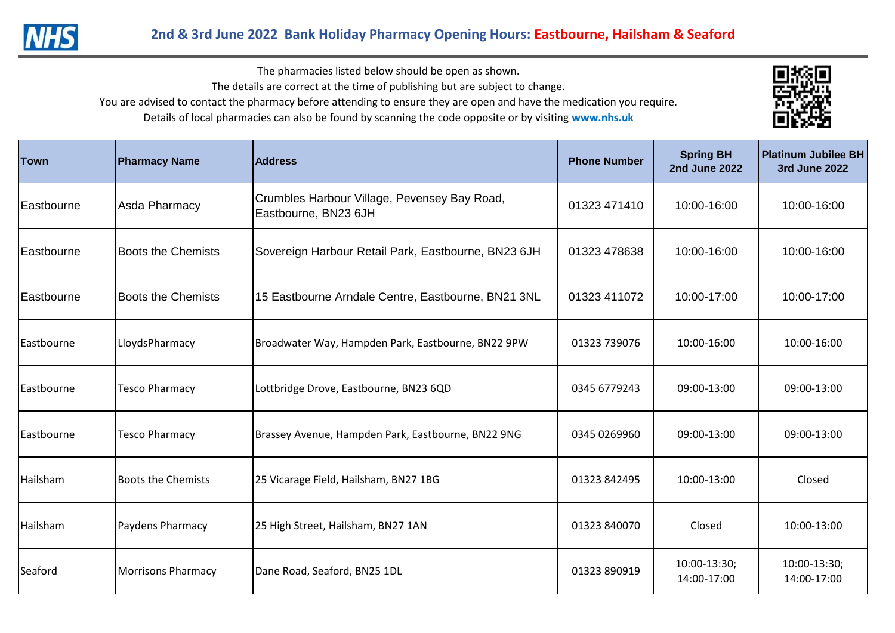# 2nd & 3rd June 2022 Bank Holiday Pharmacy Opening Hours: Eastbourne, Hailsham & Seaford

The pharmacies listed below should be open as shown.
The details are correct at the time of publishing but are subject to change.
You are advised to contact the pharmacy before attending to ensure they are open and have the medication you require.
Details of local pharmacies can also be found by scanning the code opposite or by visiting **www.nhs.uk**

| Town | Pharmacy Name | Address | Phone Number | Spring BH 2nd June 2022 | Platinum Jubilee BH 3rd June 2022 |
|---|---|---|---|---|---|
| Eastbourne | Asda Pharmacy | Crumbles Harbour Village, Pevensey Bay Road, Eastbourne, BN23 6JH | 01323 471410 | 10:00-16:00 | 10:00-16:00 |
| Eastbourne | Boots the Chemists | Sovereign Harbour Retail Park, Eastbourne, BN23 6JH | 01323 478638 | 10:00-16:00 | 10:00-16:00 |
| Eastbourne | Boots the Chemists | 15 Eastbourne Arndale Centre, Eastbourne, BN21 3NL | 01323 411072 | 10:00-17:00 | 10:00-17:00 |
| Eastbourne | LloydsPharmacy | Broadwater Way, Hampden Park, Eastbourne, BN22 9PW | 01323 739076 | 10:00-16:00 | 10:00-16:00 |
| Eastbourne | Tesco Pharmacy | Lottbridge Drove, Eastbourne, BN23 6QD | 0345 6779243 | 09:00-13:00 | 09:00-13:00 |
| Eastbourne | Tesco Pharmacy | Brassey Avenue, Hampden Park, Eastbourne, BN22 9NG | 0345 0269960 | 09:00-13:00 | 09:00-13:00 |
| Hailsham | Boots the Chemists | 25 Vicarage Field, Hailsham, BN27 1BG | 01323 842495 | 10:00-13:00 | Closed |
| Hailsham | Paydens Pharmacy | 25 High Street, Hailsham, BN27 1AN | 01323 840070 | Closed | 10:00-13:00 |
| Seaford | Morrisons Pharmacy | Dane Road, Seaford, BN25 1DL | 01323 890919 | 10:00-13:30; 14:00-17:00 | 10:00-13:30; 14:00-17:00 |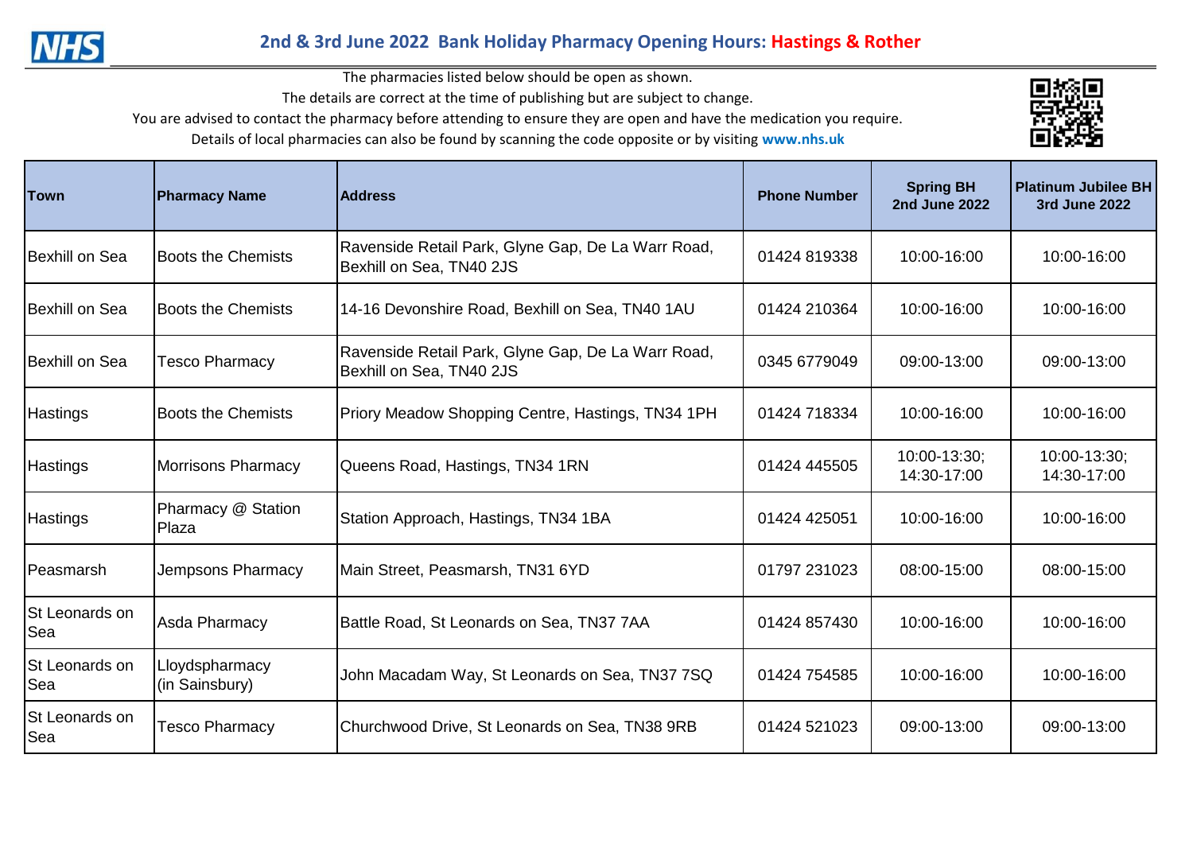## 2nd & 3rd June 2022 Bank Holiday Pharmacy Opening Hours: Hastings & Rother

The pharmacies listed below should be open as shown.
The details are correct at the time of publishing but are subject to change.
You are advised to contact the pharmacy before attending to ensure they are open and have the medication you require.
Details of local pharmacies can also be found by scanning the code opposite or by visiting **www.nhs.uk**

| Town | Pharmacy Name | Address | Phone Number | Spring BH 2nd June 2022 | Platinum Jubilee BH 3rd June 2022 |
|---|---|---|---|---|---|
| Bexhill on Sea | Boots the Chemists | Ravenside Retail Park, Glyne Gap, De La Warr Road, Bexhill on Sea, TN40 2JS | 01424 819338 | 10:00-16:00 | 10:00-16:00 |
| Bexhill on Sea | Boots the Chemists | 14-16 Devonshire Road, Bexhill on Sea, TN40 1AU | 01424 210364 | 10:00-16:00 | 10:00-16:00 |
| Bexhill on Sea | Tesco Pharmacy | Ravenside Retail Park, Glyne Gap, De La Warr Road, Bexhill on Sea, TN40 2JS | 0345 6779049 | 09:00-13:00 | 09:00-13:00 |
| Hastings | Boots the Chemists | Priory Meadow Shopping Centre, Hastings, TN34 1PH | 01424 718334 | 10:00-16:00 | 10:00-16:00 |
| Hastings | Morrisons Pharmacy | Queens Road, Hastings, TN34 1RN | 01424 445505 | 10:00-13:30; 14:30-17:00 | 10:00-13:30; 14:30-17:00 |
| Hastings | Pharmacy @ Station Plaza | Station Approach, Hastings, TN34 1BA | 01424 425051 | 10:00-16:00 | 10:00-16:00 |
| Peasmarsh | Jempsons Pharmacy | Main Street, Peasmarsh, TN31 6YD | 01797 231023 | 08:00-15:00 | 08:00-15:00 |
| St Leonards on Sea | Asda Pharmacy | Battle Road, St Leonards on Sea, TN37 7AA | 01424 857430 | 10:00-16:00 | 10:00-16:00 |
| St Leonards on Sea | Lloydspharmacy (in Sainsbury) | John Macadam Way, St Leonards on Sea, TN37 7SQ | 01424 754585 | 10:00-16:00 | 10:00-16:00 |
| St Leonards on Sea | Tesco Pharmacy | Churchwood Drive, St Leonards on Sea, TN38 9RB | 01424 521023 | 09:00-13:00 | 09:00-13:00 |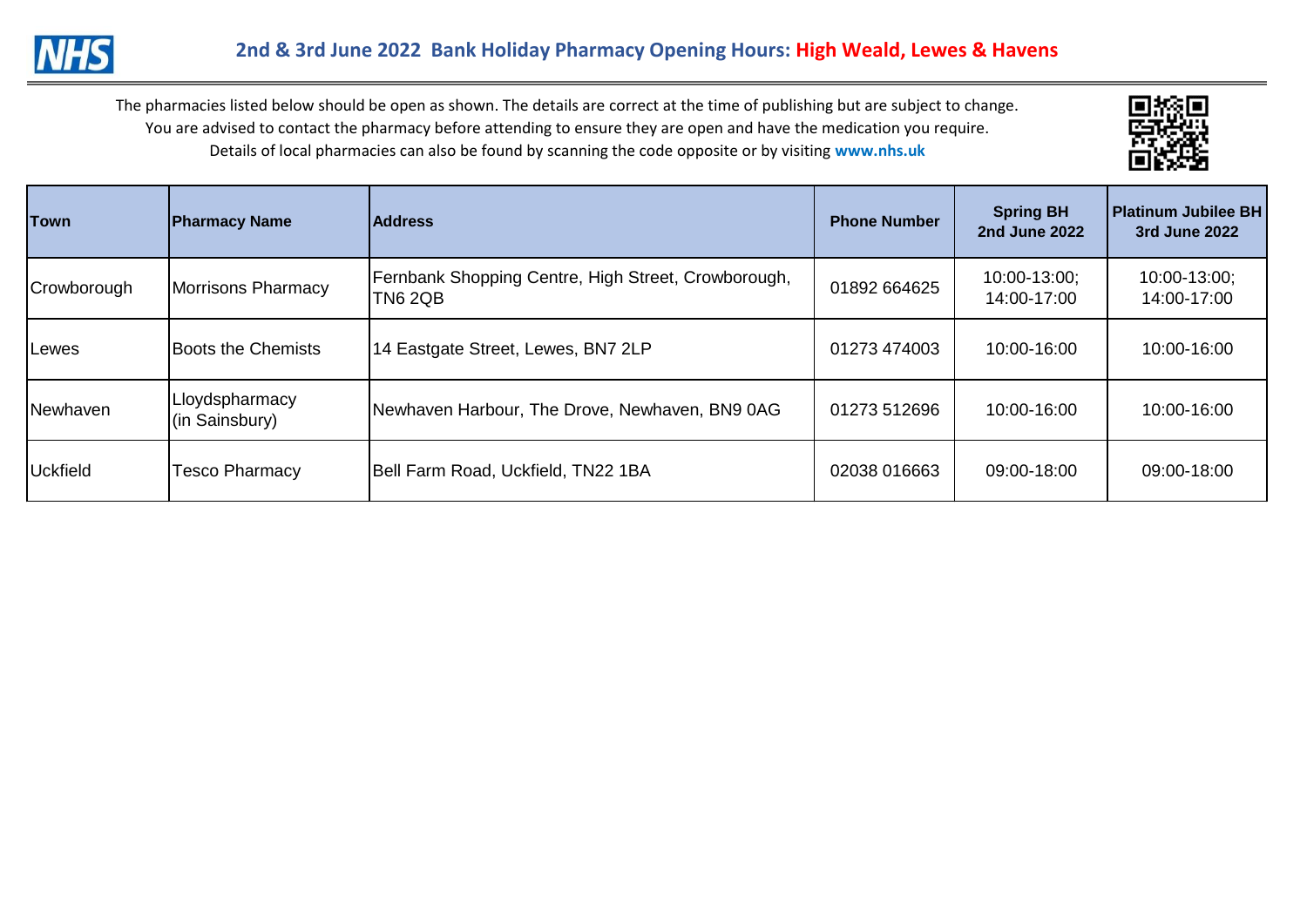## 2nd & 3rd June 2022 Bank Holiday Pharmacy Opening Hours: High Weald, Lewes & Havens

The pharmacies listed below should be open as shown. The details are correct at the time of publishing but are subject to change.
You are advised to contact the pharmacy before attending to ensure they are open and have the medication you require.
Details of local pharmacies can also be found by scanning the code opposite or by visiting **www.nhs.uk**

| Town | Pharmacy Name | Address | Phone Number | Spring BH 2nd June 2022 | Platinum Jubilee BH 3rd June 2022 |
|---|---|---|---|---|---|
| Crowborough | Morrisons Pharmacy | Fernbank Shopping Centre, High Street, Crowborough, TN6 2QB | 01892 664625 | 10:00-13:00; 14:00-17:00 | 10:00-13:00; 14:00-17:00 |
| Lewes | Boots the Chemists | 14 Eastgate Street, Lewes, BN7 2LP | 01273 474003 | 10:00-16:00 | 10:00-16:00 |
| Newhaven | Lloydspharmacy (in Sainsbury) | Newhaven Harbour, The Drove, Newhaven, BN9 0AG | 01273 512696 | 10:00-16:00 | 10:00-16:00 |
| Uckfield | Tesco Pharmacy | Bell Farm Road, Uckfield, TN22 1BA | 02038 016663 | 09:00-18:00 | 09:00-18:00 |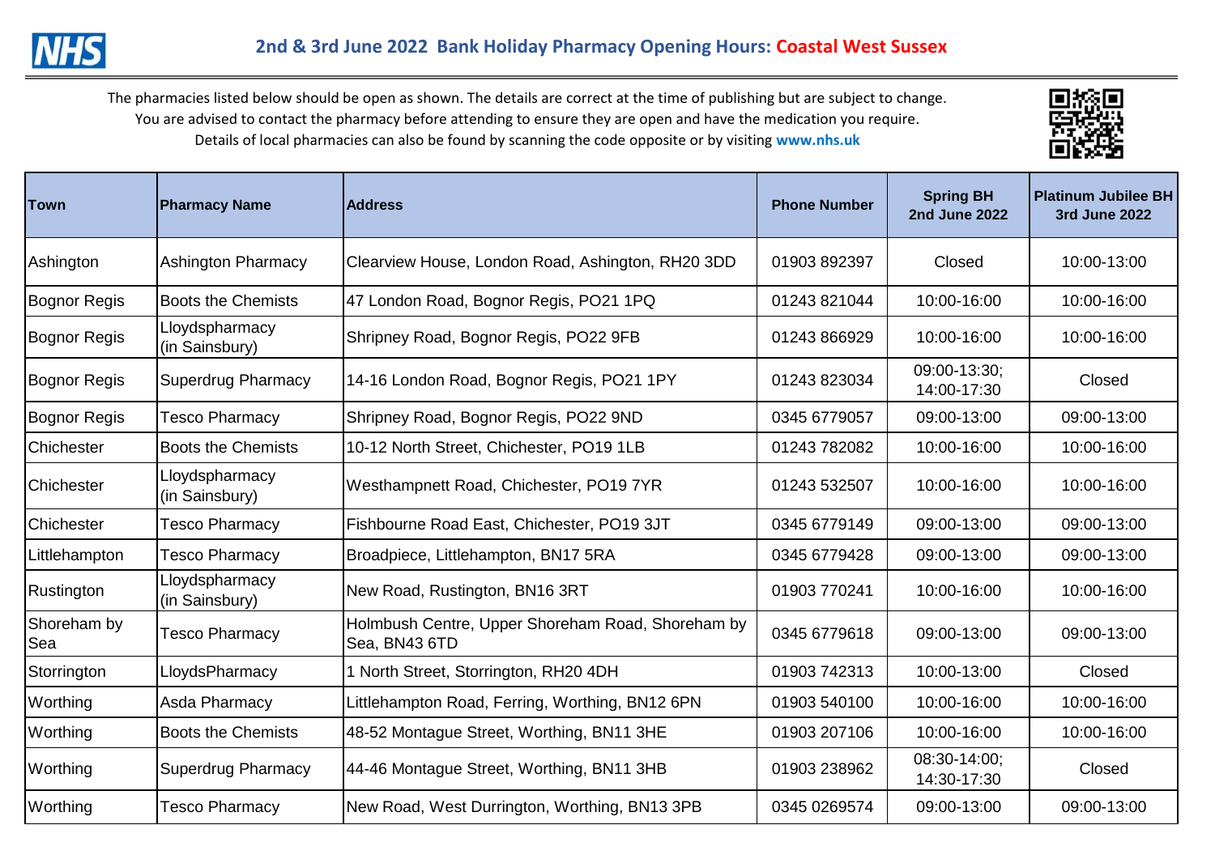## 2nd & 3rd June 2022 Bank Holiday Pharmacy Opening Hours: Coastal West Sussex

The pharmacies listed below should be open as shown. The details are correct at the time of publishing but are subject to change. You are advised to contact the pharmacy before attending to ensure they are open and have the medication you require. Details of local pharmacies can also be found by scanning the code opposite or by visiting **www.nhs.uk**

| Town | Pharmacy Name | Address | Phone Number | Spring BH 2nd June 2022 | Platinum Jubilee BH 3rd June 2022 |
|---|---|---|---|---|---|
| Ashington | Ashington Pharmacy | Clearview House, London Road, Ashington, RH20 3DD | 01903 892397 | Closed | 10:00-13:00 |
| Bognor Regis | Boots the Chemists | 47 London Road, Bognor Regis, PO21 1PQ | 01243 821044 | 10:00-16:00 | 10:00-16:00 |
| Bognor Regis | Lloydspharmacy (in Sainsbury) | Shripney Road, Bognor Regis, PO22 9FB | 01243 866929 | 10:00-16:00 | 10:00-16:00 |
| Bognor Regis | Superdrug Pharmacy | 14-16 London Road, Bognor Regis, PO21 1PY | 01243 823034 | 09:00-13:30; 14:00-17:30 | Closed |
| Bognor Regis | Tesco Pharmacy | Shripney Road, Bognor Regis, PO22 9ND | 0345 6779057 | 09:00-13:00 | 09:00-13:00 |
| Chichester | Boots the Chemists | 10-12 North Street, Chichester, PO19 1LB | 01243 782082 | 10:00-16:00 | 10:00-16:00 |
| Chichester | Lloydspharmacy (in Sainsbury) | Westhampnett Road, Chichester, PO19 7YR | 01243 532507 | 10:00-16:00 | 10:00-16:00 |
| Chichester | Tesco Pharmacy | Fishbourne Road East, Chichester, PO19 3JT | 0345 6779149 | 09:00-13:00 | 09:00-13:00 |
| Littlehampton | Tesco Pharmacy | Broadpiece, Littlehampton, BN17 5RA | 0345 6779428 | 09:00-13:00 | 09:00-13:00 |
| Rustington | Lloydspharmacy (in Sainsbury) | New Road, Rustington, BN16 3RT | 01903 770241 | 10:00-16:00 | 10:00-16:00 |
| Shoreham by Sea | Tesco Pharmacy | Holmbush Centre, Upper Shoreham Road, Shoreham by Sea, BN43 6TD | 0345 6779618 | 09:00-13:00 | 09:00-13:00 |
| Storrington | LloydsPharmacy | 1 North Street, Storrington, RH20 4DH | 01903 742313 | 10:00-13:00 | Closed |
| Worthing | Asda Pharmacy | Littlehampton Road, Ferring, Worthing, BN12 6PN | 01903 540100 | 10:00-16:00 | 10:00-16:00 |
| Worthing | Boots the Chemists | 48-52 Montague Street, Worthing, BN11 3HE | 01903 207106 | 10:00-16:00 | 10:00-16:00 |
| Worthing | Superdrug Pharmacy | 44-46 Montague Street, Worthing, BN11 3HB | 01903 238962 | 08:30-14:00; 14:30-17:30 | Closed |
| Worthing | Tesco Pharmacy | New Road, West Durrington, Worthing, BN13 3PB | 0345 0269574 | 09:00-13:00 | 09:00-13:00 |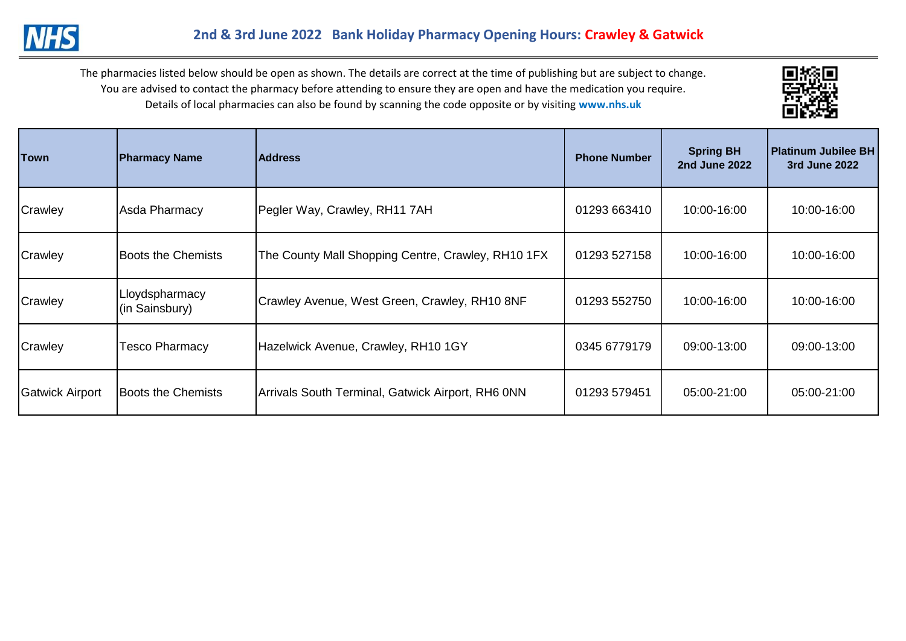## 2nd & 3rd June 2022 Bank Holiday Pharmacy Opening Hours: Crawley & Gatwick

The pharmacies listed below should be open as shown. The details are correct at the time of publishing but are subject to change.
You are advised to contact the pharmacy before attending to ensure they are open and have the medication you require.
Details of local pharmacies can also be found by scanning the code opposite or by visiting **www.nhs.uk**

| Town | Pharmacy Name | Address | Phone Number | Spring BH 2nd June 2022 | Platinum Jubilee BH 3rd June 2022 |
|---|---|---|---|---|---|
| Crawley | Asda Pharmacy | Pegler Way, Crawley, RH11 7AH | 01293 663410 | 10:00-16:00 | 10:00-16:00 |
| Crawley | Boots the Chemists | The County Mall Shopping Centre, Crawley, RH10 1FX | 01293 527158 | 10:00-16:00 | 10:00-16:00 |
| Crawley | Lloydspharmacy (in Sainsbury) | Crawley Avenue, West Green, Crawley, RH10 8NF | 01293 552750 | 10:00-16:00 | 10:00-16:00 |
| Crawley | Tesco Pharmacy | Hazelwick Avenue, Crawley, RH10 1GY | 0345 6779179 | 09:00-13:00 | 09:00-13:00 |
| Gatwick Airport | Boots the Chemists | Arrivals South Terminal, Gatwick Airport, RH6 0NN | 01293 579451 | 05:00-21:00 | 05:00-21:00 |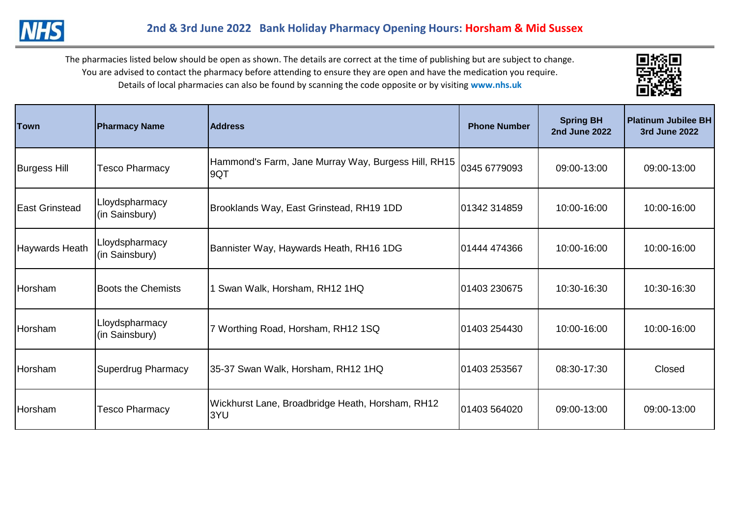# 2nd & 3rd June 2022 Bank Holiday Pharmacy Opening Hours: Horsham & Mid Sussex

The pharmacies listed below should be open as shown. The details are correct at the time of publishing but are subject to change.
You are advised to contact the pharmacy before attending to ensure they are open and have the medication you require.
Details of local pharmacies can also be found by scanning the code opposite or by visiting **www.nhs.uk**

| Town | Pharmacy Name | Address | Phone Number | Spring BH 2nd June 2022 | Platinum Jubilee BH 3rd June 2022 |
|---|---|---|---|---|---|
| Burgess Hill | Tesco Pharmacy | Hammond's Farm, Jane Murray Way, Burgess Hill, RH15 9QT | 0345 6779093 | 09:00-13:00 | 09:00-13:00 |
| East Grinstead | Lloydspharmacy (in Sainsbury) | Brooklands Way, East Grinstead, RH19 1DD | 01342 314859 | 10:00-16:00 | 10:00-16:00 |
| Haywards Heath | Lloydspharmacy (in Sainsbury) | Bannister Way, Haywards Heath, RH16 1DG | 01444 474366 | 10:00-16:00 | 10:00-16:00 |
| Horsham | Boots the Chemists | 1 Swan Walk, Horsham, RH12 1HQ | 01403 230675 | 10:30-16:30 | 10:30-16:30 |
| Horsham | Lloydspharmacy (in Sainsbury) | 7 Worthing Road, Horsham, RH12 1SQ | 01403 254430 | 10:00-16:00 | 10:00-16:00 |
| Horsham | Superdrug Pharmacy | 35-37 Swan Walk, Horsham, RH12 1HQ | 01403 253567 | 08:30-17:30 | Closed |
| Horsham | Tesco Pharmacy | Wickhurst Lane, Broadbridge Heath, Horsham, RH12 3YU | 01403 564020 | 09:00-13:00 | 09:00-13:00 |